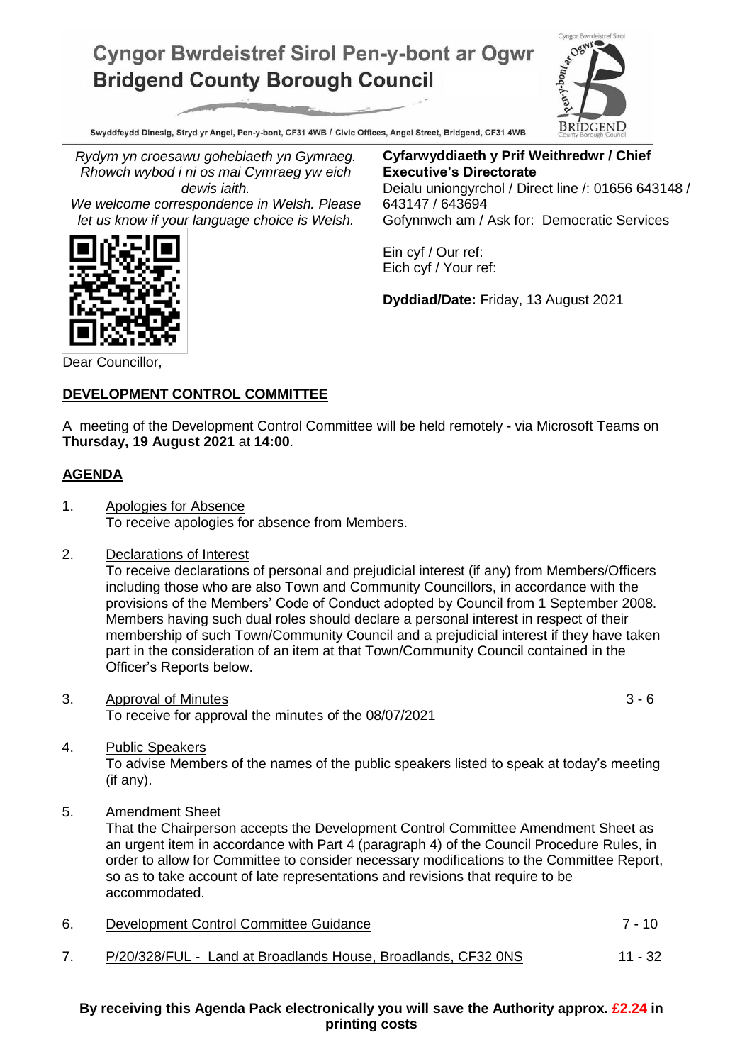# Cyngor Bwrdeistref Sirol Pen-y-bont ar Ogwr
# Bridgend County Borough Council

Swyddfeydd Dinesig, Stryd yr Angel, Pen-y-bont, CF31 4WB / Civic Offices, Angel Street, Bridgend, CF31 4WB

*Rydym yn croesawu gohebiaeth yn Gymraeg. Rhowch wybod i ni os mai Cymraeg yw eich dewis iaith.*
*We welcome correspondence in Welsh. Please let us know if your language choice is Welsh.*

**Cyfarwyddiaeth y Prif Weithredwr / Chief Executive's Directorate**
Deialu uniongyrchol / Direct line /: 01656 643148 / 643147 / 643694
Gofynnwch am / Ask for: Democratic Services

Ein cyf / Our ref:
Eich cyf / Your ref:

**Dyddiad/Date:** Friday, 13 August 2021

Dear Councillor,

## DEVELOPMENT CONTROL COMMITTEE

A meeting of the Development Control Committee will be held remotely - via Microsoft Teams on **Thursday, 19 August 2021** at **14:00**.

## AGENDA

1. Apologies for Absence
   To receive apologies for absence from Members.

2. Declarations of Interest
   To receive declarations of personal and prejudicial interest (if any) from Members/Officers including those who are also Town and Community Councillors, in accordance with the provisions of the Members' Code of Conduct adopted by Council from 1 September 2008. Members having such dual roles should declare a personal interest in respect of their membership of such Town/Community Council and a prejudicial interest if they have taken part in the consideration of an item at that Town/Community Council contained in the Officer's Reports below.

3. Approval of Minutes — 3 - 6
   To receive for approval the minutes of the 08/07/2021

4. Public Speakers
   To advise Members of the names of the public speakers listed to speak at today's meeting (if any).

5. Amendment Sheet
   That the Chairperson accepts the Development Control Committee Amendment Sheet as an urgent item in accordance with Part 4 (paragraph 4) of the Council Procedure Rules, in order to allow for Committee to consider necessary modifications to the Committee Report, so as to take account of late representations and revisions that require to be accommodated.

6. Development Control Committee Guidance — 7 - 10

7. P/20/328/FUL - Land at Broadlands House, Broadlands, CF32 0NS — 11 - 32

**By receiving this Agenda Pack electronically you will save the Authority approx. £2.24 in printing costs**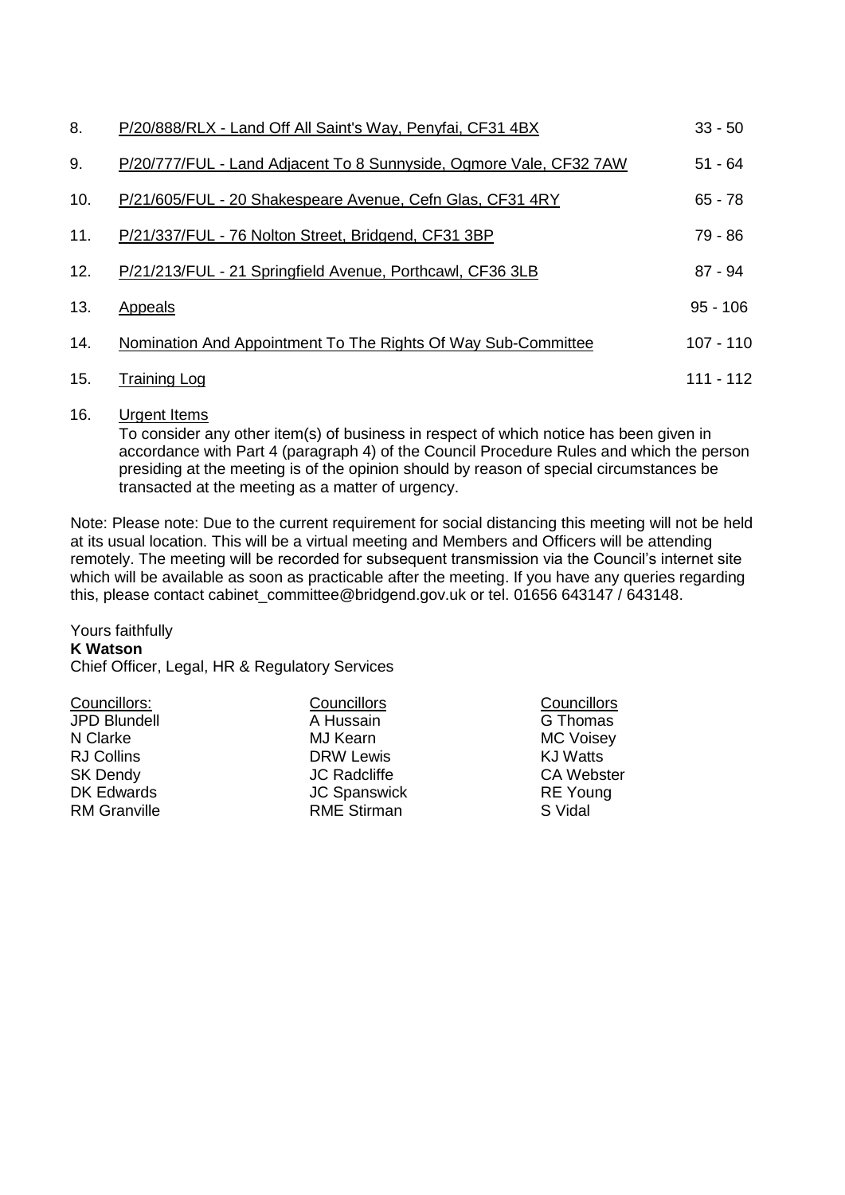| | | |
|---|---|---|
| 8. | P/20/888/RLX - Land Off All Saint's Way, Penyfai, CF31 4BX | 33 - 50 |
| 9. | P/20/777/FUL - Land Adjacent To 8 Sunnyside, Ogmore Vale, CF32 7AW | 51 - 64 |
| 10. | P/21/605/FUL - 20 Shakespeare Avenue, Cefn Glas, CF31 4RY | 65 - 78 |
| 11. | P/21/337/FUL - 76 Nolton Street, Bridgend, CF31 3BP | 79 - 86 |
| 12. | P/21/213/FUL - 21 Springfield Avenue, Porthcawl, CF36 3LB | 87 - 94 |
| 13. | Appeals | 95 - 106 |
| 14. | Nomination And Appointment To The Rights Of Way Sub-Committee | 107 - 110 |
| 15. | Training Log | 111 - 112 |

16. Urgent Items

To consider any other item(s) of business in respect of which notice has been given in accordance with Part 4 (paragraph 4) of the Council Procedure Rules and which the person presiding at the meeting is of the opinion should by reason of special circumstances be transacted at the meeting as a matter of urgency.

Note: Please note: Due to the current requirement for social distancing this meeting will not be held at its usual location. This will be a virtual meeting and Members and Officers will be attending remotely. The meeting will be recorded for subsequent transmission via the Council's internet site which will be available as soon as practicable after the meeting. If you have any queries regarding this, please contact cabinet_committee@bridgend.gov.uk or tel. 01656 643147 / 643148.

Yours faithfully
**K Watson**
Chief Officer, Legal, HR & Regulatory Services

| Councillors: | Councillors | Councillors |
|---|---|---|
| JPD Blundell | A Hussain | G Thomas |
| N Clarke | MJ Kearn | MC Voisey |
| RJ Collins | DRW Lewis | KJ Watts |
| SK Dendy | JC Radcliffe | CA Webster |
| DK Edwards | JC Spanswick | RE Young |
| RM Granville | RME Stirman | S Vidal |